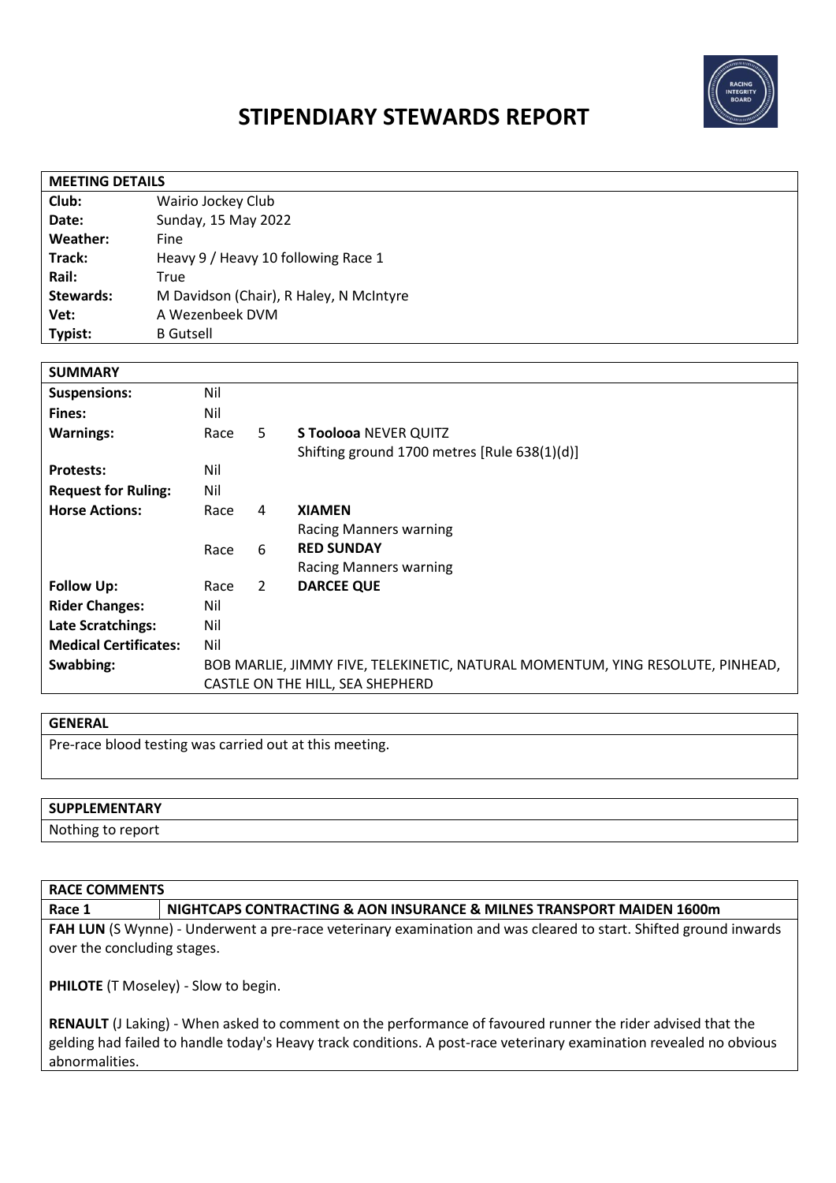# STIPENDIARY STEWARDS REPORT

| MEETING DETAILS | |
|---|---|
| **Club:** | Wairio Jockey Club |
| **Date:** | Sunday, 15 May 2022 |
| **Weather:** | Fine |
| **Track:** | Heavy 9 / Heavy 10 following Race 1 |
| **Rail:** | True |
| **Stewards:** | M Davidson (Chair), R Haley, N McIntyre |
| **Vet:** | A Wezenbeek DVM |
| **Typist:** | B Gutsell |

| SUMMARY | | | |
|---|---|---|---|
| **Suspensions:** | Nil | | |
| **Fines:** | Nil | | |
| **Warnings:** | Race | 5 | **S Toolooa** NEVER QUITZ<br>Shifting ground 1700 metres [Rule 638(1)(d)] |
| **Protests:** | Nil | | |
| **Request for Ruling:** | Nil | | |
| **Horse Actions:** | Race | 4 | **XIAMEN**<br>Racing Manners warning |
| | Race | 6 | **RED SUNDAY**<br>Racing Manners warning |
| **Follow Up:** | Race | 2 | **DARCEE QUE** |
| **Rider Changes:** | Nil | | |
| **Late Scratchings:** | Nil | | |
| **Medical Certificates:** | Nil | | |
| **Swabbing:** | BOB MARLIE, JIMMY FIVE, TELEKINETIC, NATURAL MOMENTUM, YING RESOLUTE, PINHEAD, CASTLE ON THE HILL, SEA SHEPHERD | | |

## GENERAL

Pre-race blood testing was carried out at this meeting.

## SUPPLEMENTARY

Nothing to report

## RACE COMMENTS

| Race 1 | NIGHTCAPS CONTRACTING & AON INSURANCE & MILNES TRANSPORT MAIDEN 1600m |
|---|---|

**FAH LUN** (S Wynne) - Underwent a pre-race veterinary examination and was cleared to start. Shifted ground inwards over the concluding stages.

**PHILOTE** (T Moseley) - Slow to begin.

**RENAULT** (J Laking) - When asked to comment on the performance of favoured runner the rider advised that the gelding had failed to handle today's Heavy track conditions. A post-race veterinary examination revealed no obvious abnormalities.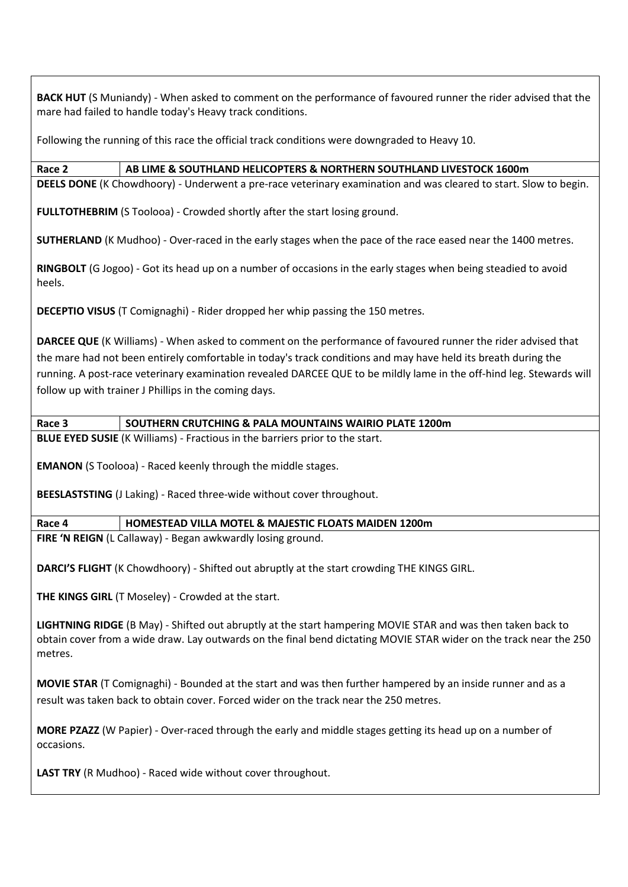**BACK HUT** (S Muniandy) - When asked to comment on the performance of favoured runner the rider advised that the mare had failed to handle today's Heavy track conditions.

Following the running of this race the official track conditions were downgraded to Heavy 10.

| Race 2 | AB LIME & SOUTHLAND HELICOPTERS & NORTHERN SOUTHLAND LIVESTOCK 1600m |
|---|---|

**DEELS DONE** (K Chowdhoory) - Underwent a pre-race veterinary examination and was cleared to start. Slow to begin.

**FULLTOTHEBRIM** (S Toolooa) - Crowded shortly after the start losing ground.

**SUTHERLAND** (K Mudhoo) - Over-raced in the early stages when the pace of the race eased near the 1400 metres.

**RINGBOLT** (G Jogoo) - Got its head up on a number of occasions in the early stages when being steadied to avoid heels.

**DECEPTIO VISUS** (T Comignaghi) - Rider dropped her whip passing the 150 metres.

**DARCEE QUE** (K Williams) - When asked to comment on the performance of favoured runner the rider advised that the mare had not been entirely comfortable in today's track conditions and may have held its breath during the running. A post-race veterinary examination revealed DARCEE QUE to be mildly lame in the off-hind leg. Stewards will follow up with trainer J Phillips in the coming days.

| Race 3 | SOUTHERN CRUTCHING & PALA MOUNTAINS WAIRIO PLATE 1200m |
|---|---|

**BLUE EYED SUSIE** (K Williams) - Fractious in the barriers prior to the start.

**EMANON** (S Toolooa) - Raced keenly through the middle stages.

**BEESLASTSTING** (J Laking) - Raced three-wide without cover throughout.

| Race 4 | HOMESTEAD VILLA MOTEL & MAJESTIC FLOATS MAIDEN 1200m |
|---|---|

**FIRE 'N REIGN** (L Callaway) - Began awkwardly losing ground.

**DARCI'S FLIGHT** (K Chowdhoory) - Shifted out abruptly at the start crowding THE KINGS GIRL.

**THE KINGS GIRL** (T Moseley) - Crowded at the start.

**LIGHTNING RIDGE** (B May) - Shifted out abruptly at the start hampering MOVIE STAR and was then taken back to obtain cover from a wide draw. Lay outwards on the final bend dictating MOVIE STAR wider on the track near the 250 metres.

**MOVIE STAR** (T Comignaghi) - Bounded at the start and was then further hampered by an inside runner and as a result was taken back to obtain cover. Forced wider on the track near the 250 metres.

**MORE PZAZZ** (W Papier) - Over-raced through the early and middle stages getting its head up on a number of occasions.

**LAST TRY** (R Mudhoo) - Raced wide without cover throughout.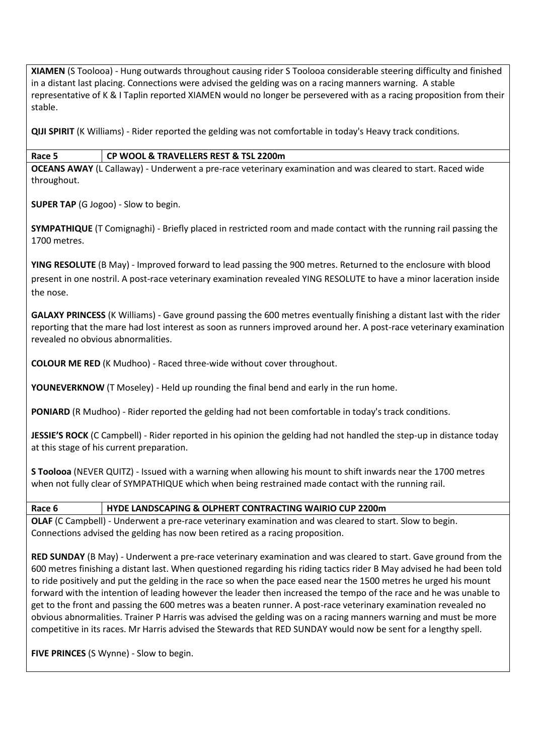**XIAMEN** (S Toolooa) - Hung outwards throughout causing rider S Toolooa considerable steering difficulty and finished in a distant last placing. Connections were advised the gelding was on a racing manners warning. A stable representative of K & I Taplin reported XIAMEN would no longer be persevered with as a racing proposition from their stable.

**QIJI SPIRIT** (K Williams) - Rider reported the gelding was not comfortable in today's Heavy track conditions.

| Race 5 | CP WOOL & TRAVELLERS REST & TSL 2200m |
|---|---|

**OCEANS AWAY** (L Callaway) - Underwent a pre-race veterinary examination and was cleared to start. Raced wide throughout.

**SUPER TAP** (G Jogoo) - Slow to begin.

**SYMPATHIQUE** (T Comignaghi) - Briefly placed in restricted room and made contact with the running rail passing the 1700 metres.

**YING RESOLUTE** (B May) - Improved forward to lead passing the 900 metres. Returned to the enclosure with blood present in one nostril. A post-race veterinary examination revealed YING RESOLUTE to have a minor laceration inside the nose.

**GALAXY PRINCESS** (K Williams) - Gave ground passing the 600 metres eventually finishing a distant last with the rider reporting that the mare had lost interest as soon as runners improved around her. A post-race veterinary examination revealed no obvious abnormalities.

**COLOUR ME RED** (K Mudhoo) - Raced three-wide without cover throughout.

**YOUNEVERKNOW** (T Moseley) - Held up rounding the final bend and early in the run home.

**PONIARD** (R Mudhoo) - Rider reported the gelding had not been comfortable in today's track conditions.

**JESSIE'S ROCK** (C Campbell) - Rider reported in his opinion the gelding had not handled the step-up in distance today at this stage of his current preparation.

**S Toolooa** (NEVER QUITZ) - Issued with a warning when allowing his mount to shift inwards near the 1700 metres when not fully clear of SYMPATHIQUE which when being restrained made contact with the running rail.

| Race 6 | HYDE LANDSCAPING & OLPHERT CONTRACTING WAIRIO CUP 2200m |
|---|---|

**OLAF** (C Campbell) - Underwent a pre-race veterinary examination and was cleared to start. Slow to begin. Connections advised the gelding has now been retired as a racing proposition.

**RED SUNDAY** (B May) - Underwent a pre-race veterinary examination and was cleared to start. Gave ground from the 600 metres finishing a distant last. When questioned regarding his riding tactics rider B May advised he had been told to ride positively and put the gelding in the race so when the pace eased near the 1500 metres he urged his mount forward with the intention of leading however the leader then increased the tempo of the race and he was unable to get to the front and passing the 600 metres was a beaten runner. A post-race veterinary examination revealed no obvious abnormalities. Trainer P Harris was advised the gelding was on a racing manners warning and must be more competitive in its races. Mr Harris advised the Stewards that RED SUNDAY would now be sent for a lengthy spell.

**FIVE PRINCES** (S Wynne) - Slow to begin.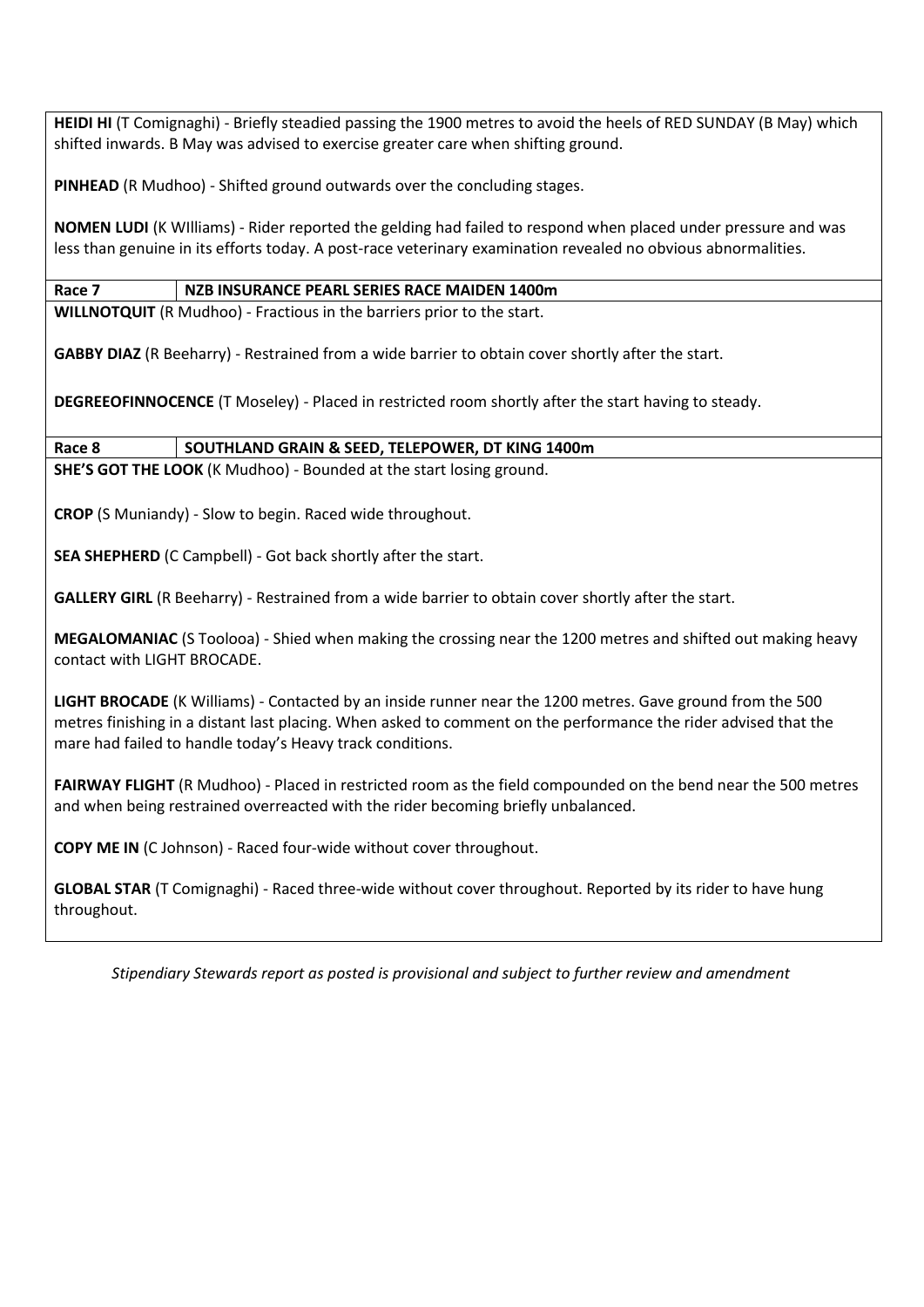**HEIDI HI** (T Comignaghi) - Briefly steadied passing the 1900 metres to avoid the heels of RED SUNDAY (B May) which shifted inwards. B May was advised to exercise greater care when shifting ground.

**PINHEAD** (R Mudhoo) - Shifted ground outwards over the concluding stages.

**NOMEN LUDI** (K WIlliams) - Rider reported the gelding had failed to respond when placed under pressure and was less than genuine in its efforts today. A post-race veterinary examination revealed no obvious abnormalities.

| Race 7 | NZB INSURANCE PEARL SERIES RACE MAIDEN 1400m |
|---|---|

**WILLNOTQUIT** (R Mudhoo) - Fractious in the barriers prior to the start.

**GABBY DIAZ** (R Beeharry) - Restrained from a wide barrier to obtain cover shortly after the start.

**DEGREEOFINNOCENCE** (T Moseley) - Placed in restricted room shortly after the start having to steady.

| Race 8 | SOUTHLAND GRAIN & SEED, TELEPOWER, DT KING 1400m |
|---|---|

**SHE'S GOT THE LOOK** (K Mudhoo) - Bounded at the start losing ground.

**CROP** (S Muniandy) - Slow to begin. Raced wide throughout.

**SEA SHEPHERD** (C Campbell) - Got back shortly after the start.

**GALLERY GIRL** (R Beeharry) - Restrained from a wide barrier to obtain cover shortly after the start.

**MEGALOMANIAC** (S Toolooa) - Shied when making the crossing near the 1200 metres and shifted out making heavy contact with LIGHT BROCADE.

**LIGHT BROCADE** (K Williams) - Contacted by an inside runner near the 1200 metres. Gave ground from the 500 metres finishing in a distant last placing. When asked to comment on the performance the rider advised that the mare had failed to handle today's Heavy track conditions.

**FAIRWAY FLIGHT** (R Mudhoo) - Placed in restricted room as the field compounded on the bend near the 500 metres and when being restrained overreacted with the rider becoming briefly unbalanced.

**COPY ME IN** (C Johnson) - Raced four-wide without cover throughout.

**GLOBAL STAR** (T Comignaghi) - Raced three-wide without cover throughout. Reported by its rider to have hung throughout.

*Stipendiary Stewards report as posted is provisional and subject to further review and amendment*